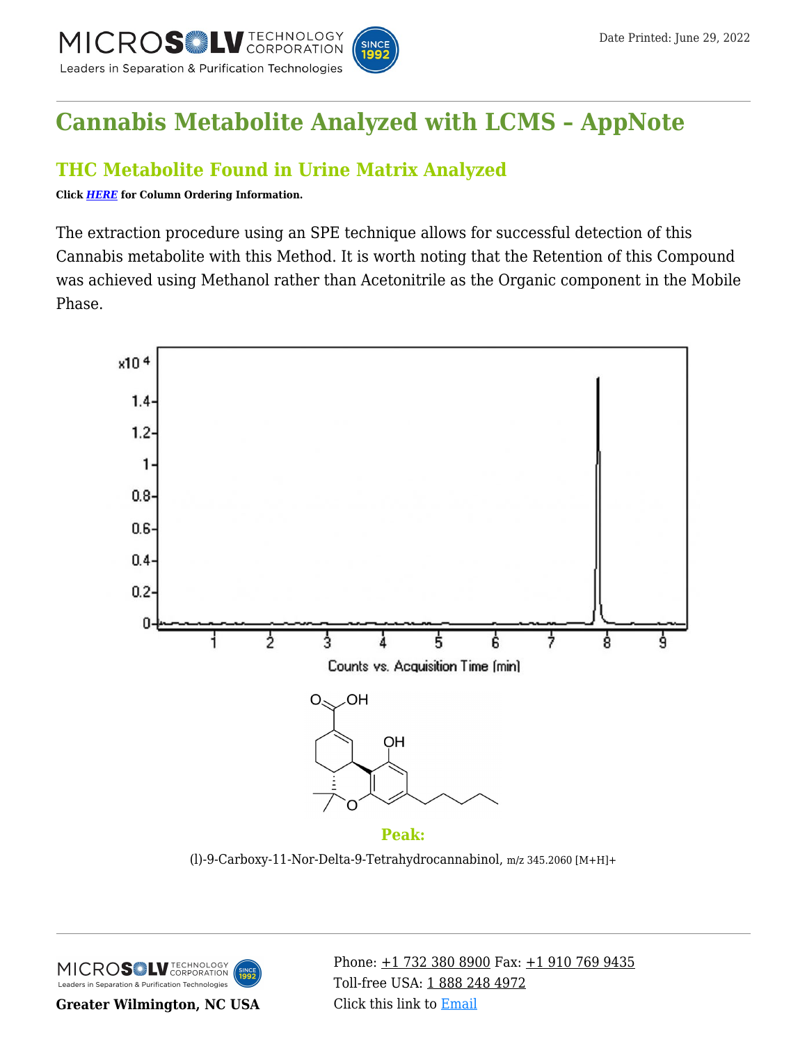# Cannabis Metabolite Analyzed with LCMS – AppNote

## THC Metabolite Found in Urine Matrix Analyzed

**Click *HERE* for Column Ordering Information.**

The extraction procedure using an SPE technique allows for successful detection of this Cannabis metabolite with this Method. It is worth noting that the Retention of this Compound was achieved using Methanol rather than Acetonitrile as the Organic component in the Mobile Phase.

### Peak:

(l)-9-Carboxy-11-Nor-Delta-9-Tetrahydrocannabinol, m/z 345.2060 [M+H]+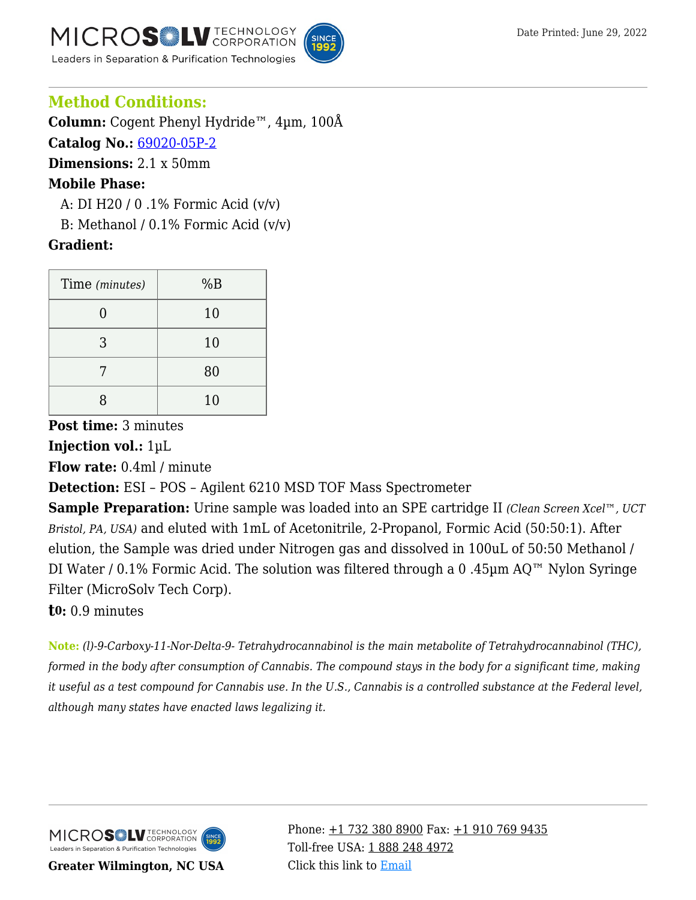## Method Conditions:

**Column:** Cogent Phenyl Hydride™, 4µm, 100Å

**Catalog No.:** 69020-05P-2

**Dimensions:** 2.1 x 50mm

**Mobile Phase:**

A: DI H20 / 0 .1% Formic Acid (v/v)

B: Methanol / 0.1% Formic Acid (v/v)

**Gradient:**

| Time *(minutes)* | %B |
|---|---|
| 0 | 10 |
| 3 | 10 |
| 7 | 80 |
| 8 | 10 |

**Post time:** 3 minutes

**Injection vol.:** 1µL

**Flow rate:** 0.4ml / minute

**Detection:** ESI – POS – Agilent 6210 MSD TOF Mass Spectrometer

**Sample Preparation:** Urine sample was loaded into an SPE cartridge II *(Clean Screen Xcel™, UCT Bristol, PA, USA)* and eluted with 1mL of Acetonitrile, 2-Propanol, Formic Acid (50:50:1). After elution, the Sample was dried under Nitrogen gas and dissolved in 100uL of 50:50 Methanol / DI Water / 0.1% Formic Acid. The solution was filtered through a 0 .45µm AQ™ Nylon Syringe Filter (MicroSolv Tech Corp).

**$t_0$:** 0.9 minutes

**Note:** *(l)-9-Carboxy-11-Nor-Delta-9- Tetrahydrocannabinol is the main metabolite of Tetrahydrocannabinol (THC), formed in the body after consumption of Cannabis. The compound stays in the body for a significant time, making it useful as a test compound for Cannabis use. In the U.S., Cannabis is a controlled substance at the Federal level, although many states have enacted laws legalizing it.*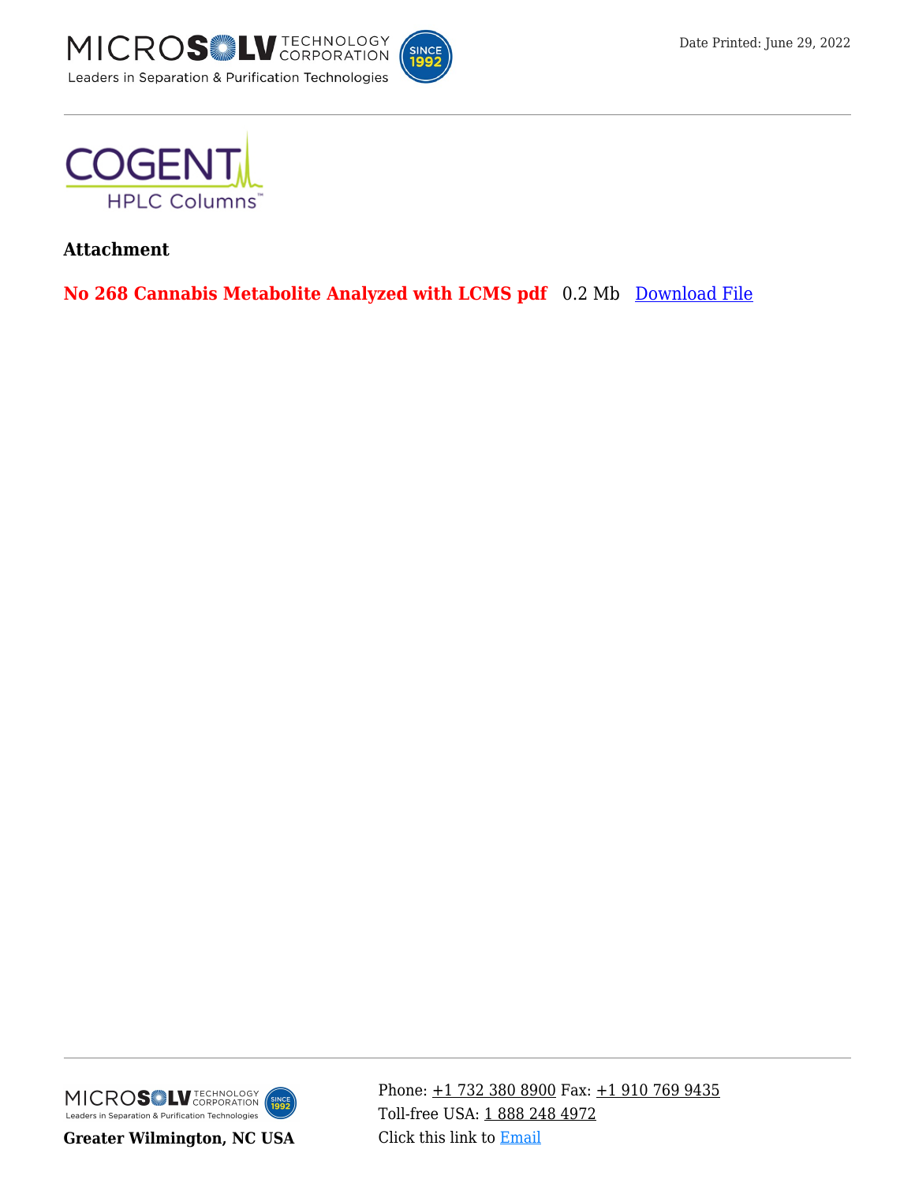**Attachment**

**No 268 Cannabis Metabolite Analyzed with LCMS pdf** 0.2 Mb Download File